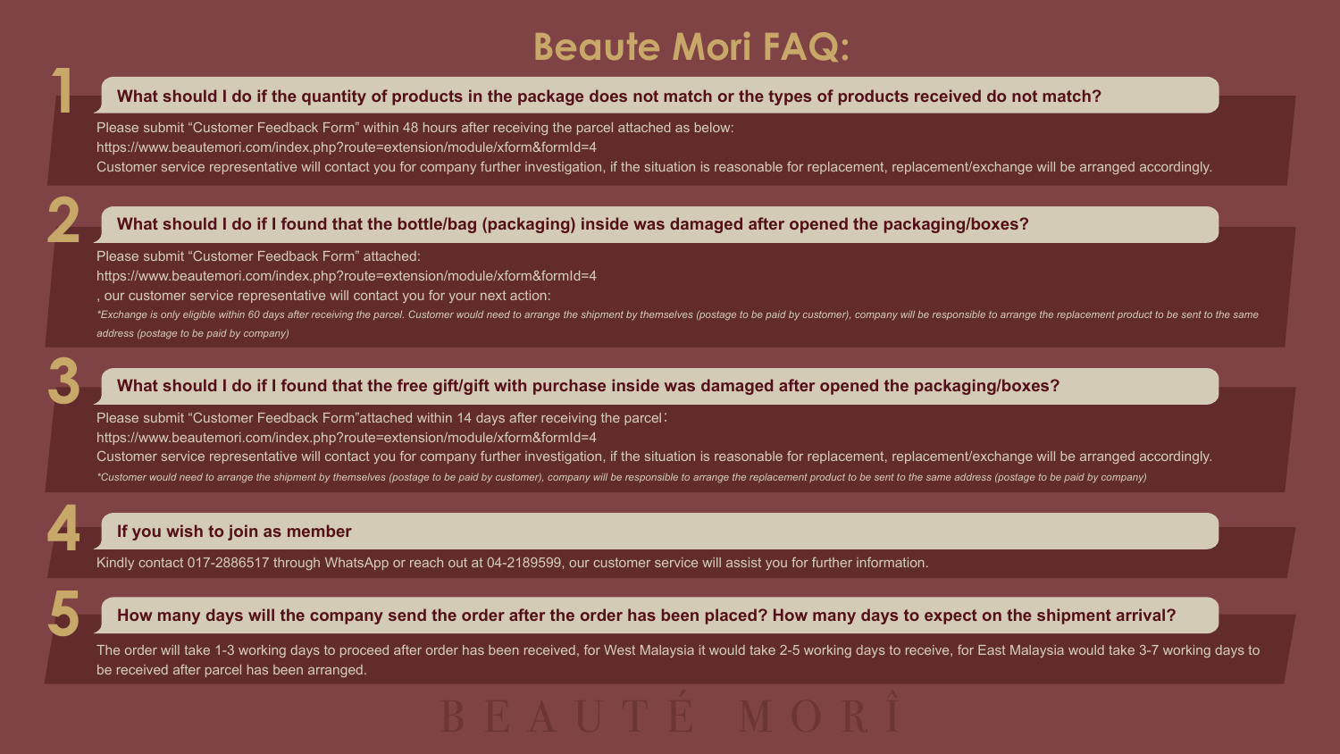# Beaute Mori FAQ:

## 1. What should I do if the quantity of products in the package does not match or the types of products received do not match?

Please submit "Customer Feedback Form" within 48 hours after receiving the parcel attached as below:
https://www.beautemori.com/index.php?route=extension/module/xform&formId=4
Customer service representative will contact you for company further investigation, if the situation is reasonable for replacement, replacement/exchange will be arranged accordingly.

## 2. What should I do if I found that the bottle/bag (packaging) inside was damaged after opened the packaging/boxes?

Please submit "Customer Feedback Form" attached:
https://www.beautemori.com/index.php?route=extension/module/xform&formId=4
, our customer service representative will contact you for your next action:

*\*Exchange is only eligible within 60 days after receiving the parcel. Customer would need to arrange the shipment by themselves (postage to be paid by customer), company will be responsible to arrange the replacement product to be sent to the same address (postage to be paid by company)*

## 3. What should I do if I found that the free gift/gift with purchase inside was damaged after opened the packaging/boxes?

Please submit "Customer Feedback Form"attached within 14 days after receiving the parcel：
https://www.beautemori.com/index.php?route=extension/module/xform&formId=4
Customer service representative will contact you for company further investigation, if the situation is reasonable for replacement, replacement/exchange will be arranged accordingly.

*\*Customer would need to arrange the shipment by themselves (postage to be paid by customer), company will be responsible to arrange the replacement product to be sent to the same address (postage to be paid by company)*

## 4. If you wish to join as member

Kindly contact 017-2886517 through WhatsApp or reach out at 04-2189599, our customer service will assist you for further information.

## 5. How many days will the company send the order after the order has been placed? How many days to expect on the shipment arrival?

The order will take 1-3 working days to proceed after order has been received, for West Malaysia it would take 2-5 working days to receive, for East Malaysia would take 3-7 working days to be received after parcel has been arranged.

BEAUTÉ MORÎ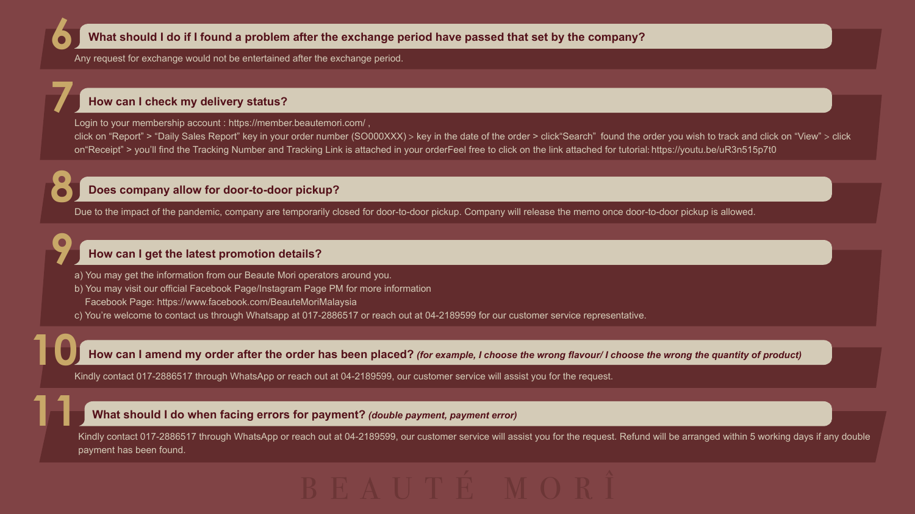## 6 What should I do if I found a problem after the exchange period have passed that set by the company?

Any request for exchange would not be entertained after the exchange period.

## 7 How can I check my delivery status?

Login to your membership account : https://member.beautemori.com/ ,
click on “Report” > “Daily Sales Report” key in your order number (SO000XXX) > key in the date of the order > click“Search” found the order you wish to track and click on “View” > click on“Receipt” > you’ll find the Tracking Number and Tracking Link is attached in your orderFeel free to click on the link attached for tutorial: https://youtu.be/uR3n515p7t0

## 8 Does company allow for door-to-door pickup?

Due to the impact of the pandemic, company are temporarily closed for door-to-door pickup. Company will release the memo once door-to-door pickup is allowed.

## 9 How can I get the latest promotion details?

a) You may get the information from our Beaute Mori operators around you.
b) You may visit our official Facebook Page/Instagram Page PM for more information
   Facebook Page: https://www.facebook.com/BeauteMoriMalaysia
c) You’re welcome to contact us through Whatsapp at 017-2886517 or reach out at 04-2189599 for our customer service representative.

## 10 How can I amend my order after the order has been placed? *(for example, I choose the wrong flavour/ I choose the wrong the quantity of product)*

Kindly contact 017-2886517 through WhatsApp or reach out at 04-2189599, our customer service will assist you for the request.

## 11 What should I do when facing errors for payment? *(double payment, payment error)*

Kindly contact 017-2886517 through WhatsApp or reach out at 04-2189599, our customer service will assist you for the request. Refund will be arranged within 5 working days if any double payment has been found.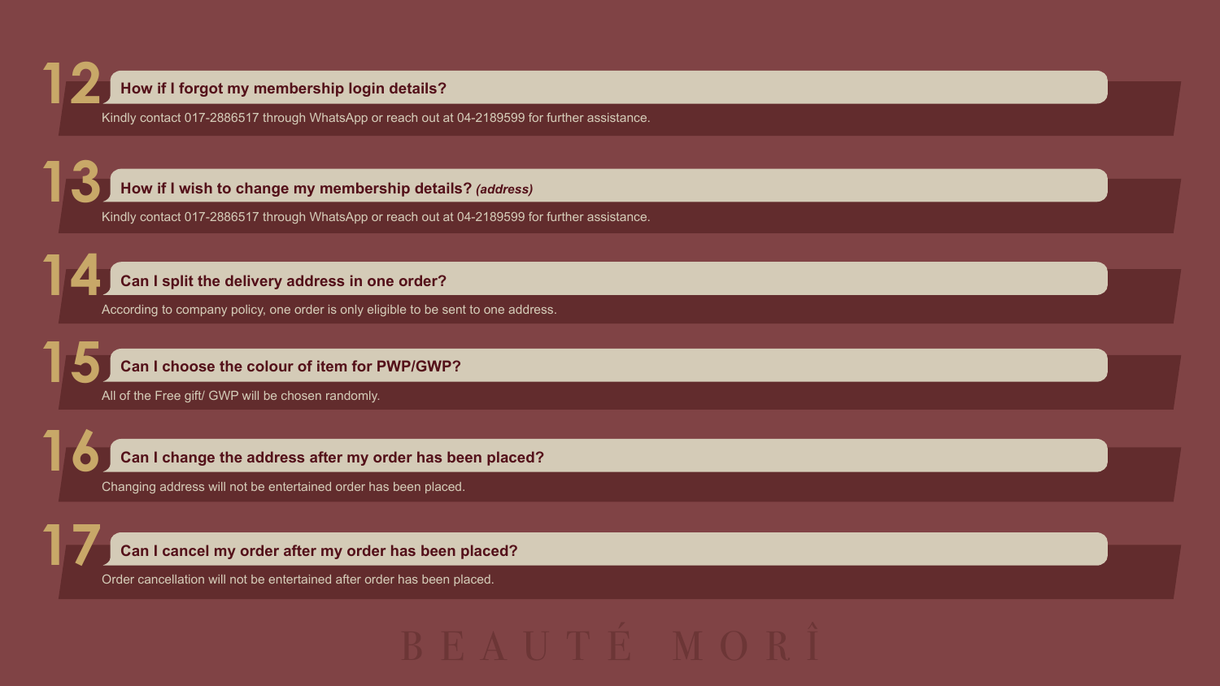## 12 How if I forgot my membership login details?

Kindly contact 017-2886517 through WhatsApp or reach out at 04-2189599 for further assistance.

## 13 How if I wish to change my membership details? *(address)*

Kindly contact 017-2886517 through WhatsApp or reach out at 04-2189599 for further assistance.

## 14 Can I split the delivery address in one order?

According to company policy, one order is only eligible to be sent to one address.

## 15 Can I choose the colour of item for PWP/GWP?

All of the Free gift/ GWP will be chosen randomly.

## 16 Can I change the address after my order has been placed?

Changing address will not be entertained order has been placed.

## 17 Can I cancel my order after my order has been placed?

Order cancellation will not be entertained after order has been placed.

BEAUTÉ MORÎ